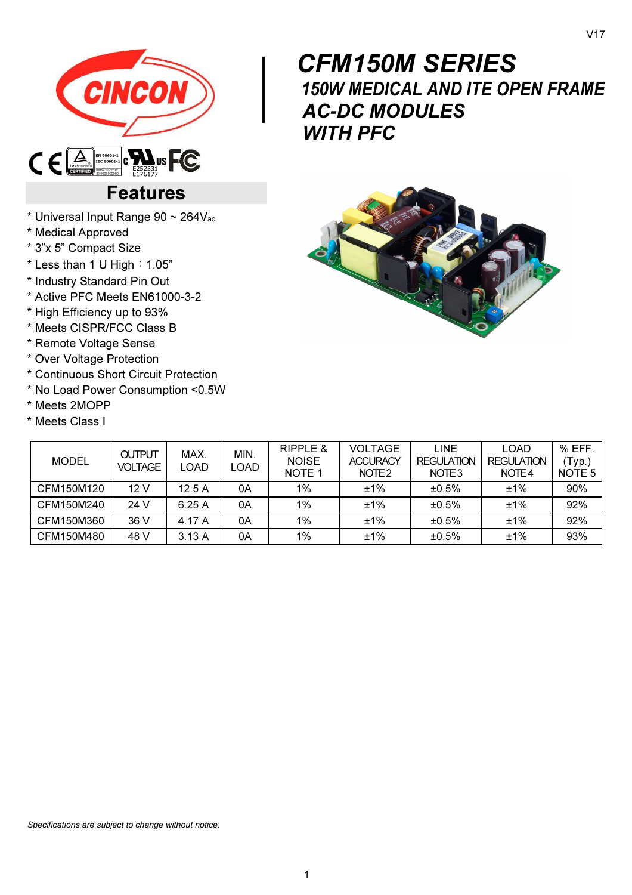V17

# CFM150M SERIES

## 150W MEDICAL AND ITE OPEN FRAME AC-DC MODULES WITH PFC

CINCON

E252331
E176177

## Features

* Universal Input Range 90 ~ 264$V_{ac}$
* Medical Approved
* 3"x 5" Compact Size
* Less than 1 U High：1.05"
* Industry Standard Pin Out
* Active PFC Meets EN61000-3-2
* High Efficiency up to 93%
* Meets CISPR/FCC Class B
* Remote Voltage Sense
* Over Voltage Protection
* Continuous Short Circuit Protection
* No Load Power Consumption <0.5W
* Meets 2MOPP
* Meets Class I

| MODEL | OUTPUT VOLTAGE | MAX. LOAD | MIN. LOAD | RIPPLE & NOISE NOTE 1 | VOLTAGE ACCURACY NOTE 2 | LINE REGULATION NOTE 3 | LOAD REGULATION NOTE 4 | % EFF. (Typ.) NOTE 5 |
|---|---|---|---|---|---|---|---|---|
| CFM150M120 | 12 V | 12.5 A | 0A | 1% | ±1% | ±0.5% | ±1% | 90% |
| CFM150M240 | 24 V | 6.25 A | 0A | 1% | ±1% | ±0.5% | ±1% | 92% |
| CFM150M360 | 36 V | 4.17 A | 0A | 1% | ±1% | ±0.5% | ±1% | 92% |
| CFM150M480 | 48 V | 3.13 A | 0A | 1% | ±1% | ±0.5% | ±1% | 93% |

*Specifications are subject to change without notice.*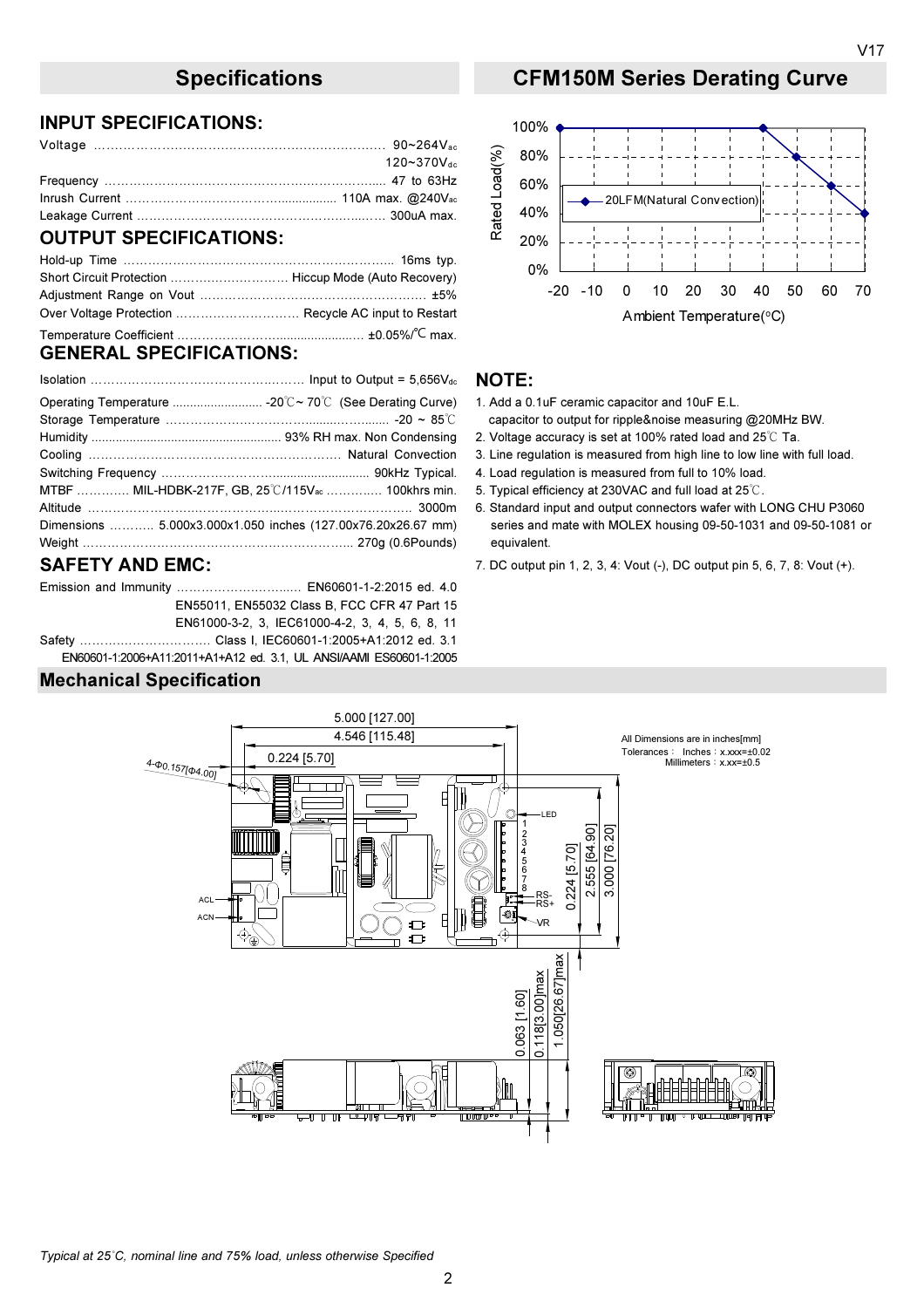## Specifications

### INPUT SPECIFICATIONS:

Voltage ………………………………………………………… 90~264$V_{ac}$
120~370$V_{dc}$

Frequency ………………………………………………………... 47 to 63Hz

Inrush Current …………………………………….............. 110A max. @240$V_{ac}$

Leakage Current ………………………………………………… 300uA max.

### OUTPUT SPECIFICATIONS:

Hold-up Time ………………………………………………………. 16ms typ.

Short Circuit Protection ………………………… Hiccup Mode (Auto Recovery)

Adjustment Range on Vout ……………………………………………… ±5%

Over Voltage Protection ………………………… Recycle AC input to Restart

Temperature Coefficient ……………………........................ ±0.05%/℃ max.

### GENERAL SPECIFICATIONS:

Isolation ……………………………………………… Input to Output = 5,656$V_{dc}$

Operating Temperature .......................... -20℃~ 70℃ (See Derating Curve)

Storage Temperature ………………………………..........……... -20 ~ 85℃

Humidity ...................................................... 93% RH max. Non Condensing

Cooling …………………………………………………… Natural Convection

Switching Frequency ………………………............................ 90kHz Typical.

MTBF ………… MIL-HDBK-217F, GB, 25℃/115$V_{ac}$ ………….. 100khrs min.

Altitude …………………………………………………………………… 3000m

Dimensions ……….. 5.000x3.000x1.050 inches (127.00x76.20x26.67 mm)

Weight ………………………………………………………….. 270g (0.6Pounds)

### SAFETY AND EMC:

Emission and Immunity ………………………..... EN60601-1-2:2015 ed. 4.0
EN55011, EN55032 Class B, FCC CFR 47 Part 15
EN61000-3-2, 3, IEC61000-4-2, 3, 4, 5, 6, 8, 11

Safety …………………………… Class I, IEC60601-1:2005+A1:2012 ed. 3.1
EN60601-1:2006+A11:2011+A1+A12 ed. 3.1, UL ANSI/AAMI ES60601-1:2005

## CFM150M Series Derating Curve

Rated Load(%)
100%
80%
60%
40%
20%
0%
-20 -10 0 10 20 30 40 50 60 70
Ambient Temperature(°C)
20LFM(Natural Convection)

### NOTE:

1. Add a 0.1uF ceramic capacitor and 10uF E.L. capacitor to output for ripple&noise measuring @20MHz BW.
2. Voltage accuracy is set at 100% rated load and 25℃ Ta.
3. Line regulation is measured from high line to low line with full load.
4. Load regulation is measured from full to 10% load.
5. Typical efficiency at 230VAC and full load at 25℃.
6. Standard input and output connectors wafer with LONG CHU P3060 series and mate with MOLEX housing 09-50-1031 and 09-50-1081 or equivalent.
7. DC output pin 1, 2, 3, 4: Vout (-), DC output pin 5, 6, 7, 8: Vout (+).

## Mechanical Specification

All Dimensions are in inches[mm]
Tolerances : Inches : x.xxx=±0.02
Millimeters : x.xx=±0.5

5.000 [127.00]
4.546 [115.48]
0.224 [5.70]
4-Φ0.157[Φ4.00]
ACL
ACN
LED
1 2 3 4 5 6 7 8
RS-
RS+
VR
0.224 [5.70]
2.555 [64.90]
3.000 [76.20]
0.063 [1.60]
0.118[3.00]max
1.050[26.67]max

*Typical at 25°C, nominal line and 75% load, unless otherwise Specified*